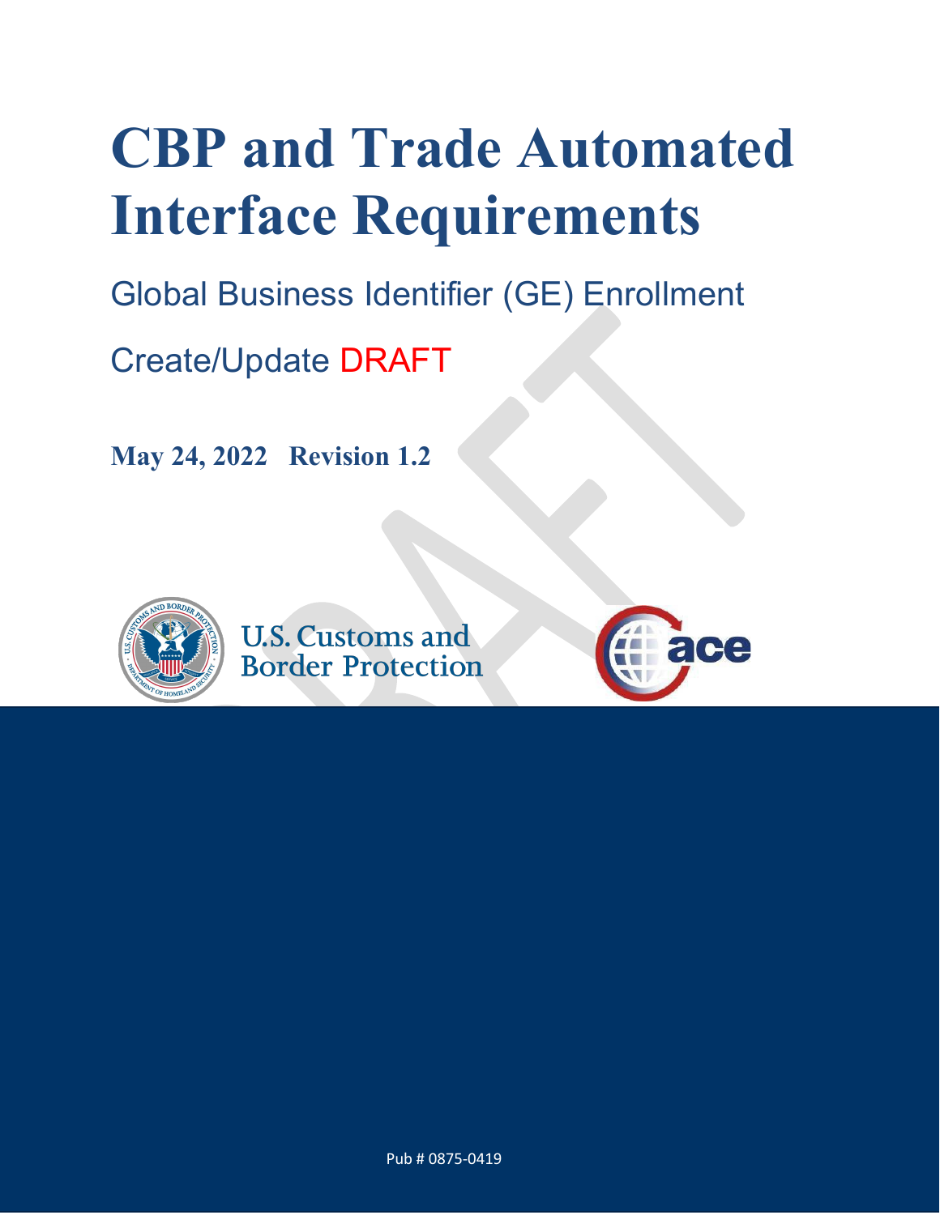# CBP and Trade Automated Interface Requirements

## Global Business Identifier (GE) Enrollment

## Create/Update DRAFT

**May 24, 2022 Revision 1.2**

U.S. Customs and Border Protection

Pub # 0875-0419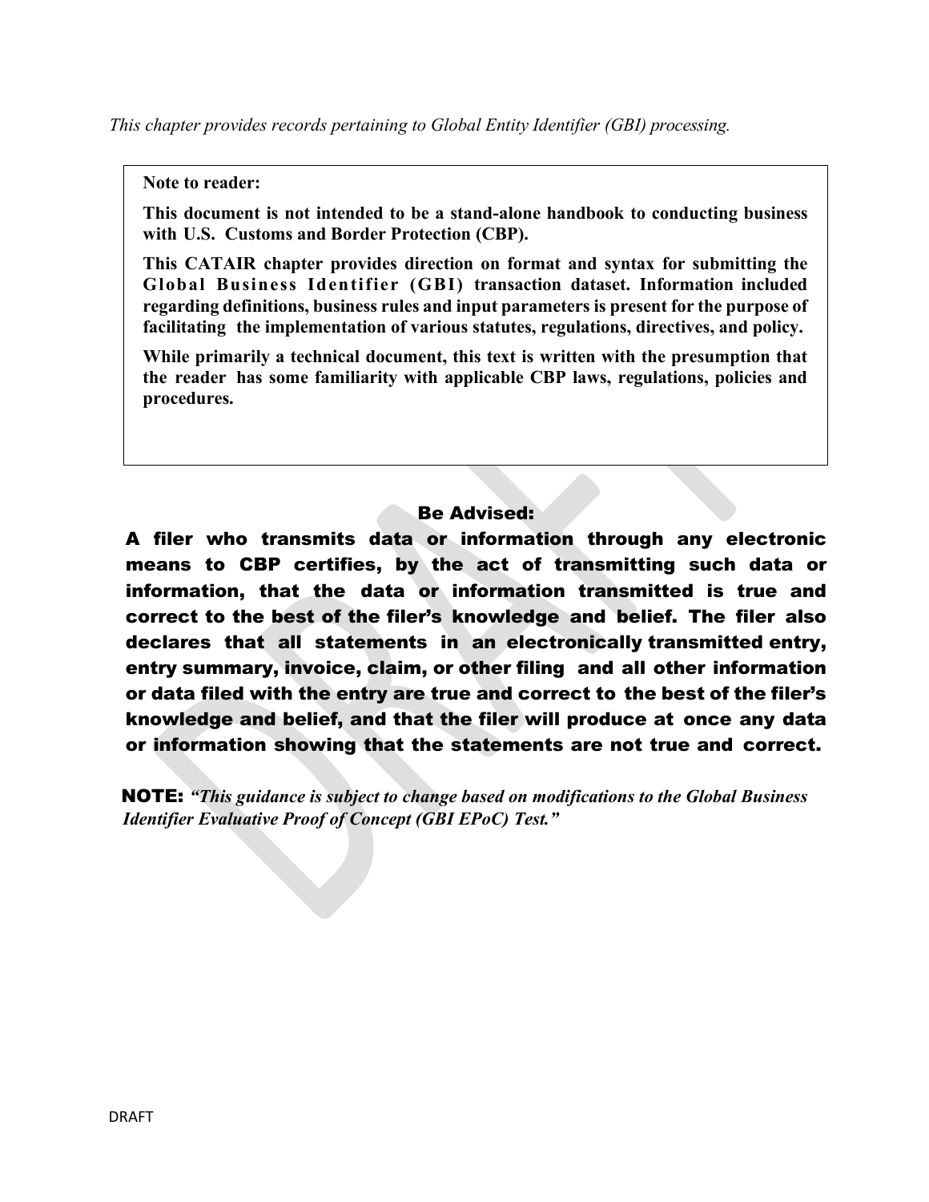*This chapter provides records pertaining to Global Entity Identifier (GBI) processing.*

**Note to reader:**

**This document is not intended to be a stand-alone handbook to conducting business with U.S. Customs and Border Protection (CBP).**

**This CATAIR chapter provides direction on format and syntax for submitting the Global Business Identifier (GBI) transaction dataset. Information included regarding definitions, business rules and input parameters is present for the purpose of facilitating the implementation of various statutes, regulations, directives, and policy.**

**While primarily a technical document, this text is written with the presumption that the reader has some familiarity with applicable CBP laws, regulations, policies and procedures.**

**Be Advised:**

**A filer who transmits data or information through any electronic means to CBP certifies, by the act of transmitting such data or information, that the data or information transmitted is true and correct to the best of the filer's knowledge and belief. The filer also declares that all statements in an electronically transmitted entry, entry summary, invoice, claim, or other filing and all other information or data filed with the entry are true and correct to the best of the filer's knowledge and belief, and that the filer will produce at once any data or information showing that the statements are not true and correct.**

**NOTE:** ***"This guidance is subject to change based on modifications to the Global Business Identifier Evaluative Proof of Concept (GBI EPoC) Test."***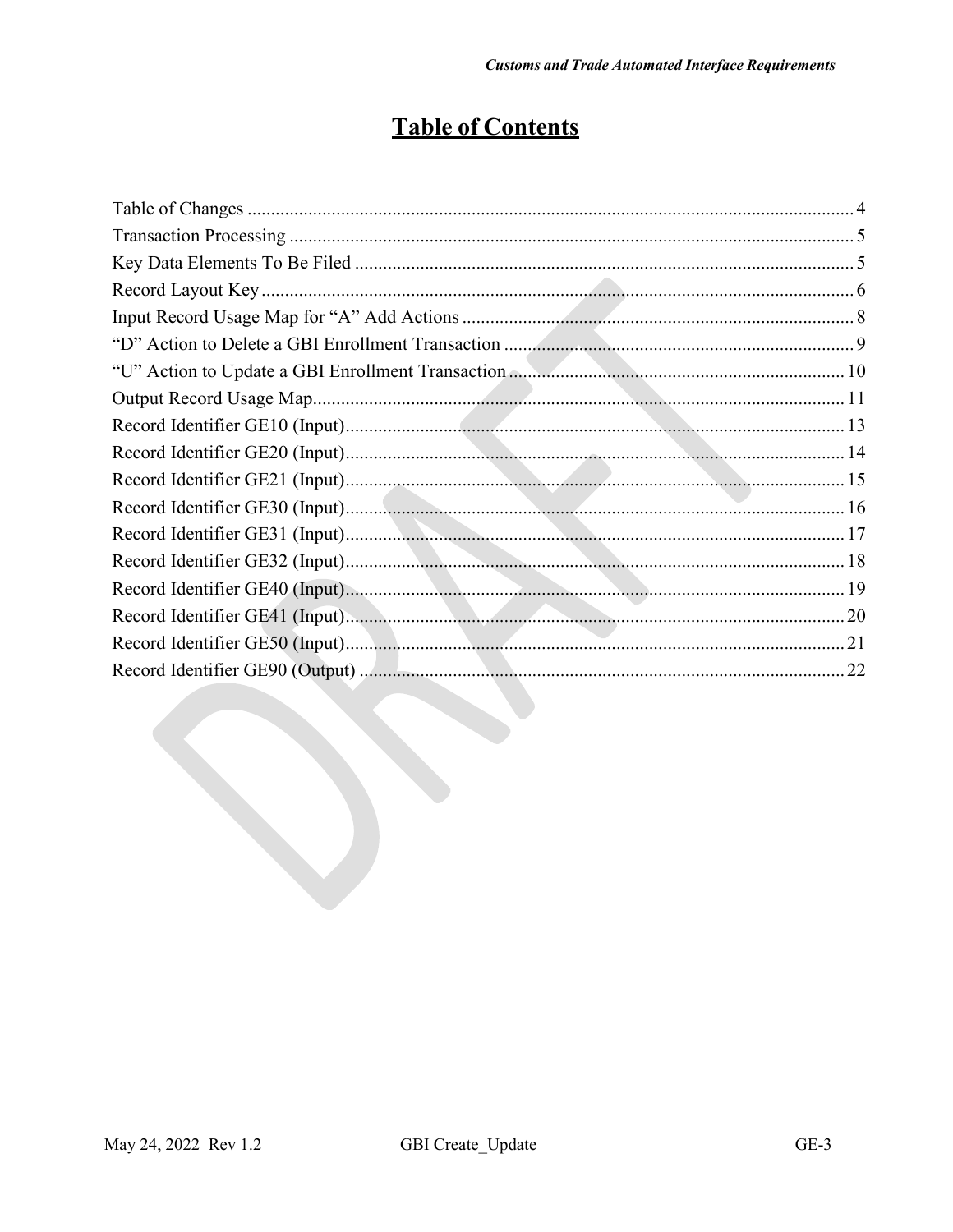# Table of Contents

Table of Changes ..... 4
Transaction Processing ..... 5
Key Data Elements To Be Filed ..... 5
Record Layout Key ..... 6
Input Record Usage Map for "A" Add Actions ..... 8
"D" Action to Delete a GBI Enrollment Transaction ..... 9
"U" Action to Update a GBI Enrollment Transaction ..... 10
Output Record Usage Map ..... 11
Record Identifier GE10 (Input) ..... 13
Record Identifier GE20 (Input) ..... 14
Record Identifier GE21 (Input) ..... 15
Record Identifier GE30 (Input) ..... 16
Record Identifier GE31 (Input) ..... 17
Record Identifier GE32 (Input) ..... 18
Record Identifier GE40 (Input) ..... 19
Record Identifier GE41 (Input) ..... 20
Record Identifier GE50 (Input) ..... 21
Record Identifier GE90 (Output) ..... 22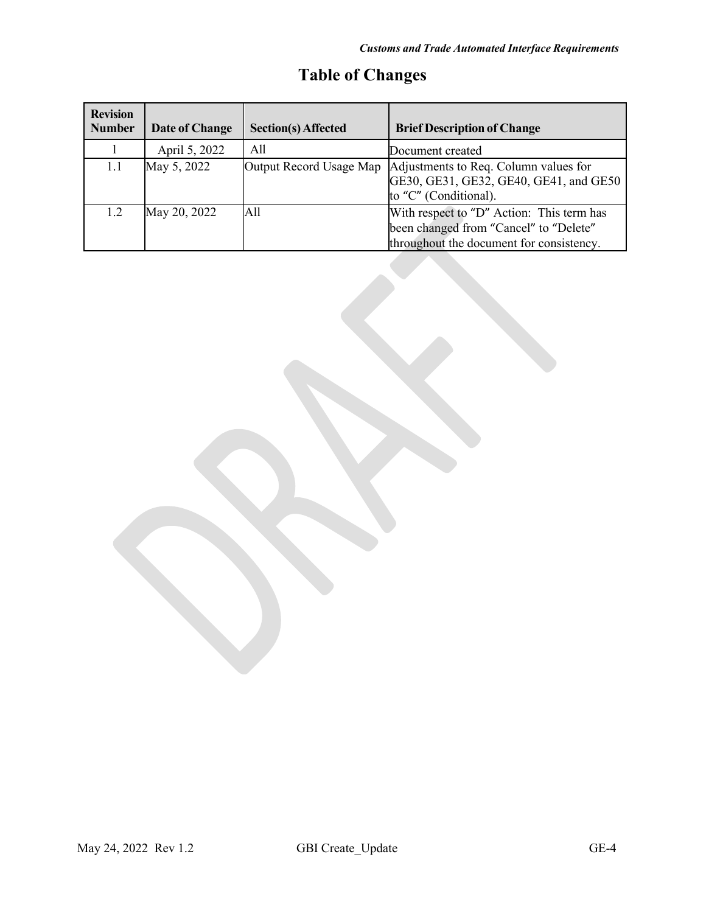# Table of Changes

| Revision Number | Date of Change | Section(s) Affected | Brief Description of Change |
|---|---|---|---|
| 1 | April 5, 2022 | All | Document created |
| 1.1 | May 5, 2022 | Output Record Usage Map | Adjustments to Req. Column values for GE30, GE31, GE32, GE40, GE41, and GE50 to "C" (Conditional). |
| 1.2 | May 20, 2022 | All | With respect to "D" Action: This term has been changed from "Cancel" to "Delete" throughout the document for consistency. |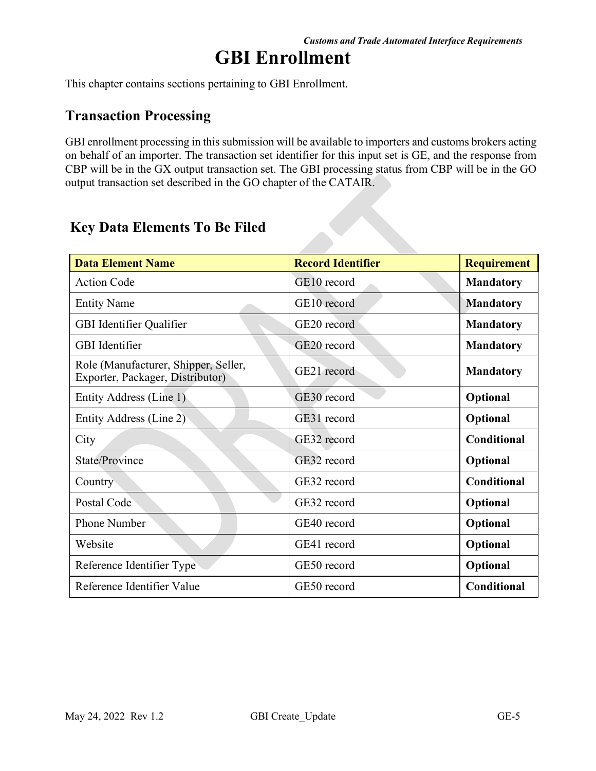# GBI Enrollment

This chapter contains sections pertaining to GBI Enrollment.

## Transaction Processing

GBI enrollment processing in this submission will be available to importers and customs brokers acting on behalf of an importer. The transaction set identifier for this input set is GE, and the response from CBP will be in the GX output transaction set. The GBI processing status from CBP will be in the GO output transaction set described in the GO chapter of the CATAIR.

## Key Data Elements To Be Filed

| Data Element Name | Record Identifier | Requirement |
|---|---|---|
| Action Code | GE10 record | **Mandatory** |
| Entity Name | GE10 record | **Mandatory** |
| GBI Identifier Qualifier | GE20 record | **Mandatory** |
| GBI Identifier | GE20 record | **Mandatory** |
| Role (Manufacturer, Shipper, Seller, Exporter, Packager, Distributor) | GE21 record | **Mandatory** |
| Entity Address (Line 1) | GE30 record | **Optional** |
| Entity Address (Line 2) | GE31 record | **Optional** |
| City | GE32 record | **Conditional** |
| State/Province | GE32 record | **Optional** |
| Country | GE32 record | **Conditional** |
| Postal Code | GE32 record | **Optional** |
| Phone Number | GE40 record | **Optional** |
| Website | GE41 record | **Optional** |
| Reference Identifier Type | GE50 record | **Optional** |
| Reference Identifier Value | GE50 record | **Conditional** |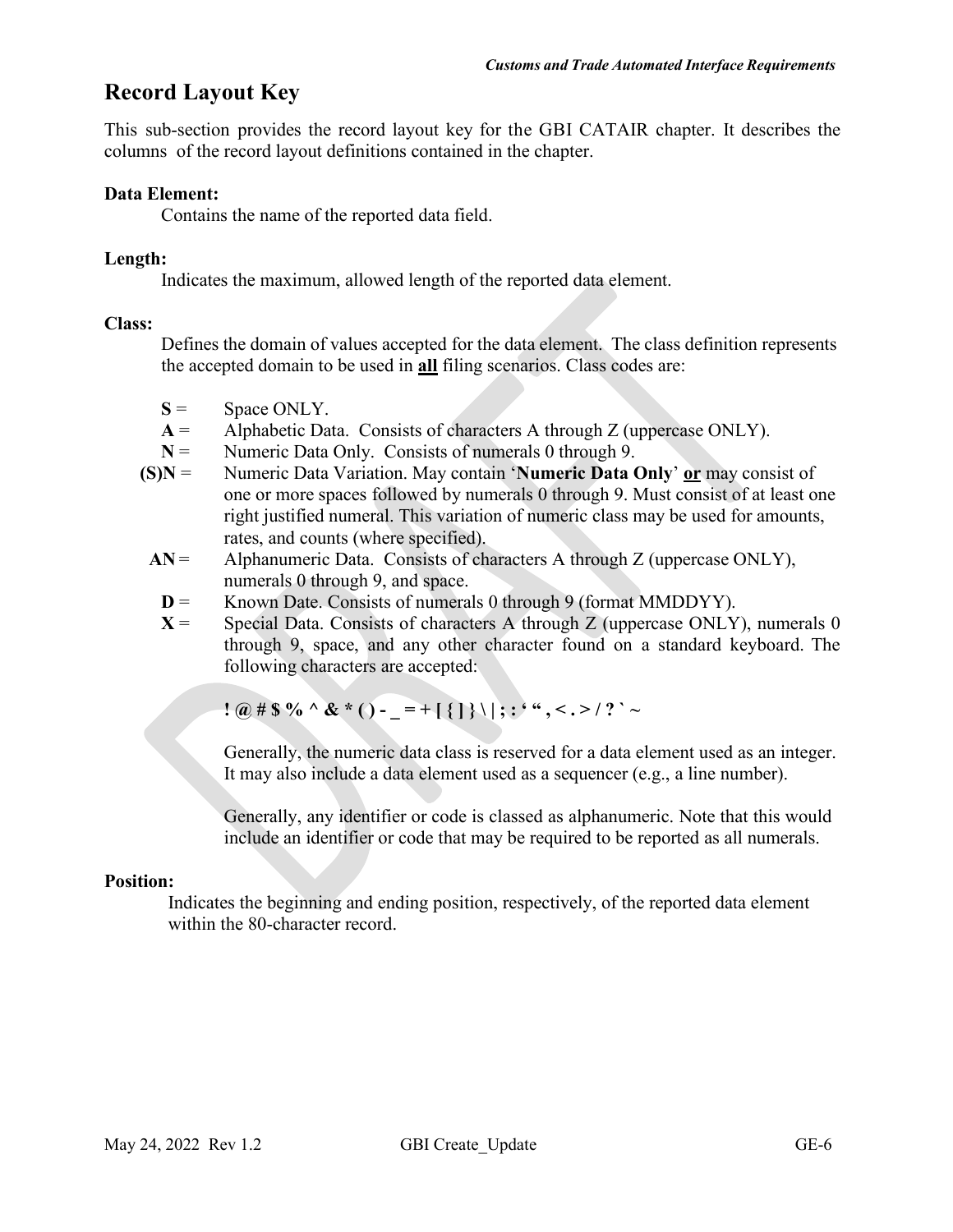# Record Layout Key

This sub-section provides the record layout key for the GBI CATAIR chapter. It describes the columns of the record layout definitions contained in the chapter.

**Data Element:**

Contains the name of the reported data field.

**Length:**

Indicates the maximum, allowed length of the reported data element.

**Class:**

Defines the domain of values accepted for the data element. The class definition represents the accepted domain to be used in **<u>all</u>** filing scenarios. Class codes are:

**S** = Space ONLY.

**A** = Alphabetic Data. Consists of characters A through Z (uppercase ONLY).

**N** = Numeric Data Only. Consists of numerals 0 through 9.

**(S)N** = Numeric Data Variation. May contain '**Numeric Data Only**' **<u>or</u>** may consist of one or more spaces followed by numerals 0 through 9. Must consist of at least one right justified numeral. This variation of numeric class may be used for amounts, rates, and counts (where specified).

**AN** = Alphanumeric Data. Consists of characters A through Z (uppercase ONLY), numerals 0 through 9, and space.

**D** = Known Date. Consists of numerals 0 through 9 (format MMDDYY).

**X** = Special Data. Consists of characters A through Z (uppercase ONLY), numerals 0 through 9, space, and any other character found on a standard keyboard. The following characters are accepted:

**! @ # $ % ^ & * ( ) - _ = + [ { ] } \ | ; : ' " , < . > / ? ` ~**

Generally, the numeric data class is reserved for a data element used as an integer. It may also include a data element used as a sequencer (e.g., a line number).

Generally, any identifier or code is classed as alphanumeric. Note that this would include an identifier or code that may be required to be reported as all numerals.

**Position:**

Indicates the beginning and ending position, respectively, of the reported data element within the 80-character record.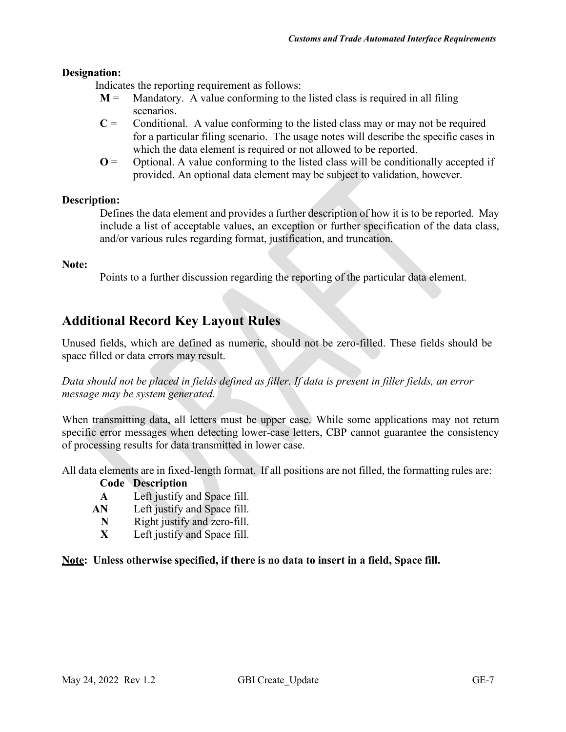**Designation:**

Indicates the reporting requirement as follows:

- **M** = Mandatory. A value conforming to the listed class is required in all filing scenarios.
- **C** = Conditional. A value conforming to the listed class may or may not be required for a particular filing scenario. The usage notes will describe the specific cases in which the data element is required or not allowed to be reported.
- **O** = Optional. A value conforming to the listed class will be conditionally accepted if provided. An optional data element may be subject to validation, however.

**Description:**

Defines the data element and provides a further description of how it is to be reported. May include a list of acceptable values, an exception or further specification of the data class, and/or various rules regarding format, justification, and truncation.

**Note:**

Points to a further discussion regarding the reporting of the particular data element.

## Additional Record Key Layout Rules

Unused fields, which are defined as numeric, should not be zero-filled. These fields should be space filled or data errors may result.

*Data should not be placed in fields defined as filler. If data is present in filler fields, an error message may be system generated.*

When transmitting data, all letters must be upper case. While some applications may not return specific error messages when detecting lower-case letters, CBP cannot guarantee the consistency of processing results for data transmitted in lower case.

All data elements are in fixed-length format. If all positions are not filled, the formatting rules are:

| Code | Description |
|---|---|
| **A** | Left justify and Space fill. |
| **AN** | Left justify and Space fill. |
| **N** | Right justify and zero-fill. |
| **X** | Left justify and Space fill. |

**<u>Note</u>: Unless otherwise specified, if there is no data to insert in a field, Space fill.**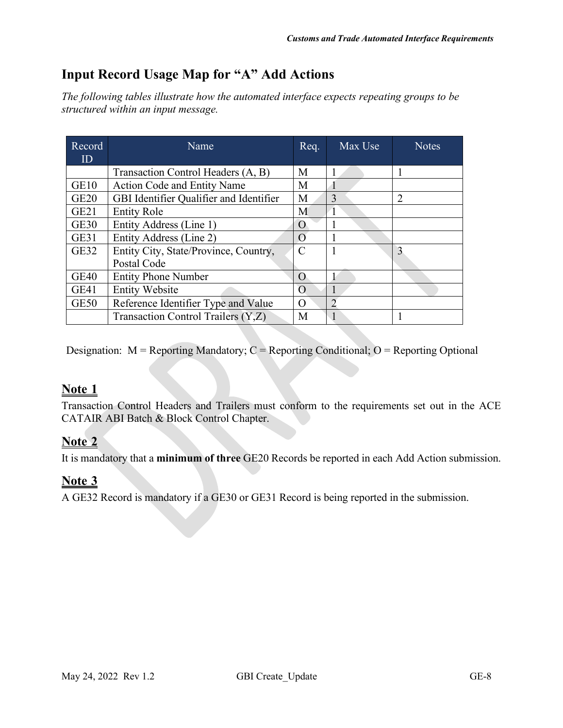## Input Record Usage Map for "A" Add Actions

*The following tables illustrate how the automated interface expects repeating groups to be structured within an input message.*

| Record ID | Name | Req. | Max Use | Notes |
|---|---|---|---|---|
| | Transaction Control Headers (A, B) | M | 1 | 1 |
| GE10 | Action Code and Entity Name | M | 1 | |
| GE20 | GBI Identifier Qualifier and Identifier | M | 3 | 2 |
| GE21 | Entity Role | M | 1 | |
| GE30 | Entity Address (Line 1) | O | 1 | |
| GE31 | Entity Address (Line 2) | O | 1 | |
| GE32 | Entity City, State/Province, Country, Postal Code | C | 1 | 3 |
| GE40 | Entity Phone Number | O | 1 | |
| GE41 | Entity Website | O | 1 | |
| GE50 | Reference Identifier Type and Value | O | 2 | |
| | Transaction Control Trailers (Y,Z) | M | 1 | 1 |

Designation: M = Reporting Mandatory; C = Reporting Conditional; O = Reporting Optional

### Note 1

Transaction Control Headers and Trailers must conform to the requirements set out in the ACE CATAIR ABI Batch & Block Control Chapter.

### Note 2

It is mandatory that a **minimum of three** GE20 Records be reported in each Add Action submission.

### Note 3

A GE32 Record is mandatory if a GE30 or GE31 Record is being reported in the submission.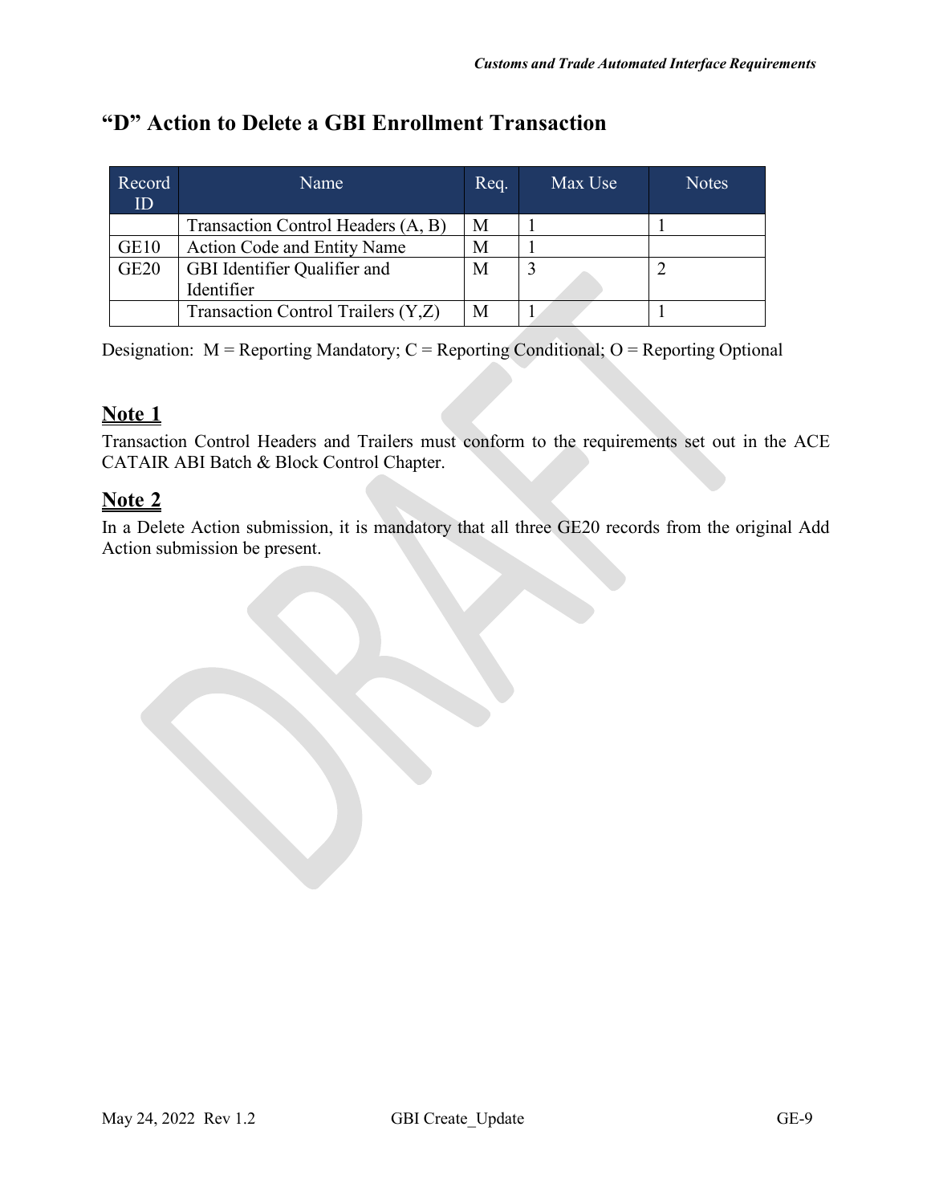# "D" Action to Delete a GBI Enrollment Transaction

| Record ID | Name | Req. | Max Use | Notes |
|---|---|---|---|---|
| | Transaction Control Headers (A, B) | M | 1 | 1 |
| GE10 | Action Code and Entity Name | M | 1 | |
| GE20 | GBI Identifier Qualifier and Identifier | M | 3 | 2 |
| | Transaction Control Trailers (Y,Z) | M | 1 | 1 |

Designation: M = Reporting Mandatory; C = Reporting Conditional; O = Reporting Optional

## Note 1

Transaction Control Headers and Trailers must conform to the requirements set out in the ACE CATAIR ABI Batch & Block Control Chapter.

## Note 2

In a Delete Action submission, it is mandatory that all three GE20 records from the original Add Action submission be present.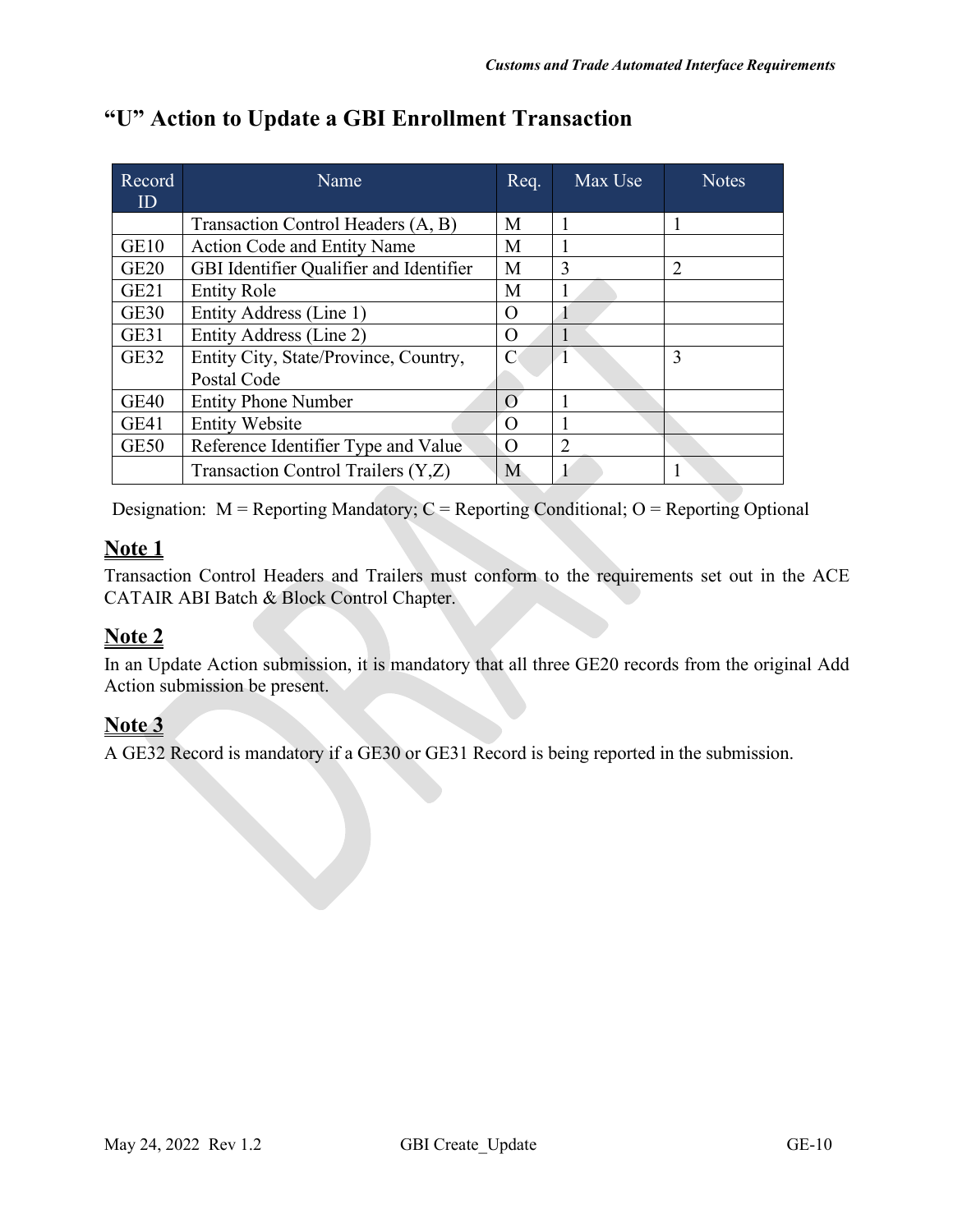## "U" Action to Update a GBI Enrollment Transaction

| Record ID | Name | Req. | Max Use | Notes |
|---|---|---|---|---|
| | Transaction Control Headers (A, B) | M | 1 | 1 |
| GE10 | Action Code and Entity Name | M | 1 | |
| GE20 | GBI Identifier Qualifier and Identifier | M | 3 | 2 |
| GE21 | Entity Role | M | 1 | |
| GE30 | Entity Address (Line 1) | O | 1 | |
| GE31 | Entity Address (Line 2) | O | 1 | |
| GE32 | Entity City, State/Province, Country, Postal Code | C | 1 | 3 |
| GE40 | Entity Phone Number | O | 1 | |
| GE41 | Entity Website | O | 1 | |
| GE50 | Reference Identifier Type and Value | O | 2 | |
| | Transaction Control Trailers (Y,Z) | M | 1 | 1 |

Designation: M = Reporting Mandatory; C = Reporting Conditional; O = Reporting Optional

### Note 1

Transaction Control Headers and Trailers must conform to the requirements set out in the ACE CATAIR ABI Batch & Block Control Chapter.

### Note 2

In an Update Action submission, it is mandatory that all three GE20 records from the original Add Action submission be present.

### Note 3

A GE32 Record is mandatory if a GE30 or GE31 Record is being reported in the submission.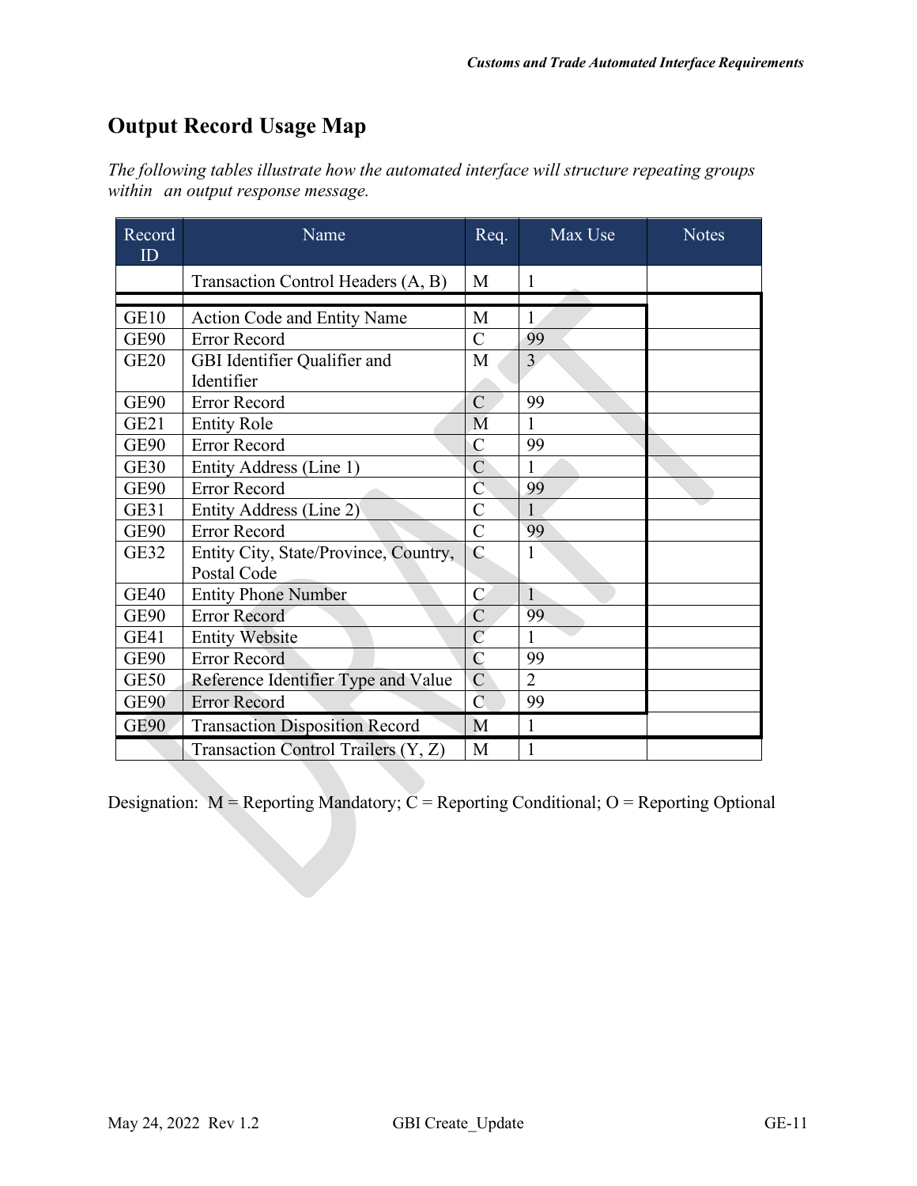## Output Record Usage Map

*The following tables illustrate how the automated interface will structure repeating groups within an output response message.*

| Record ID | Name | Req. | Max Use | Notes |
|---|---|---|---|---|
| | Transaction Control Headers (A, B) | M | 1 | |
| GE10 | Action Code and Entity Name | M | 1 | |
| GE90 | Error Record | C | 99 | |
| GE20 | GBI Identifier Qualifier and Identifier | M | 3 | |
| GE90 | Error Record | C | 99 | |
| GE21 | Entity Role | M | 1 | |
| GE90 | Error Record | C | 99 | |
| GE30 | Entity Address (Line 1) | C | 1 | |
| GE90 | Error Record | C | 99 | |
| GE31 | Entity Address (Line 2) | C | 1 | |
| GE90 | Error Record | C | 99 | |
| GE32 | Entity City, State/Province, Country, Postal Code | C | 1 | |
| GE40 | Entity Phone Number | C | 1 | |
| GE90 | Error Record | C | 99 | |
| GE41 | Entity Website | C | 1 | |
| GE90 | Error Record | C | 99 | |
| GE50 | Reference Identifier Type and Value | C | 2 | |
| GE90 | Error Record | C | 99 | |
| GE90 | Transaction Disposition Record | M | 1 | |
| | Transaction Control Trailers (Y, Z) | M | 1 | |

Designation: M = Reporting Mandatory; C = Reporting Conditional; O = Reporting Optional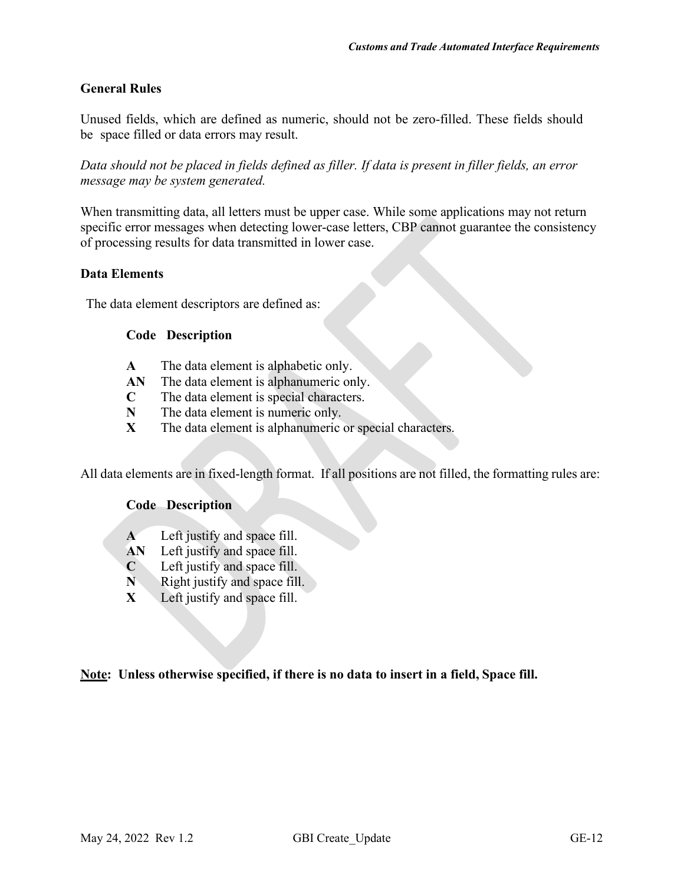**General Rules**

Unused fields, which are defined as numeric, should not be zero-filled. These fields should be space filled or data errors may result.

*Data should not be placed in fields defined as filler. If data is present in filler fields, an error message may be system generated.*

When transmitting data, all letters must be upper case. While some applications may not return specific error messages when detecting lower-case letters, CBP cannot guarantee the consistency of processing results for data transmitted in lower case.

**Data Elements**

The data element descriptors are defined as:

| Code | Description |
|---|---|
| **A** | The data element is alphabetic only. |
| **AN** | The data element is alphanumeric only. |
| **C** | The data element is special characters. |
| **N** | The data element is numeric only. |
| **X** | The data element is alphanumeric or special characters. |

All data elements are in fixed-length format. If all positions are not filled, the formatting rules are:

| Code | Description |
|---|---|
| **A** | Left justify and space fill. |
| **AN** | Left justify and space fill. |
| **C** | Left justify and space fill. |
| **N** | Right justify and space fill. |
| **X** | Left justify and space fill. |

**<u>Note</u>: Unless otherwise specified, if there is no data to insert in a field, Space fill.**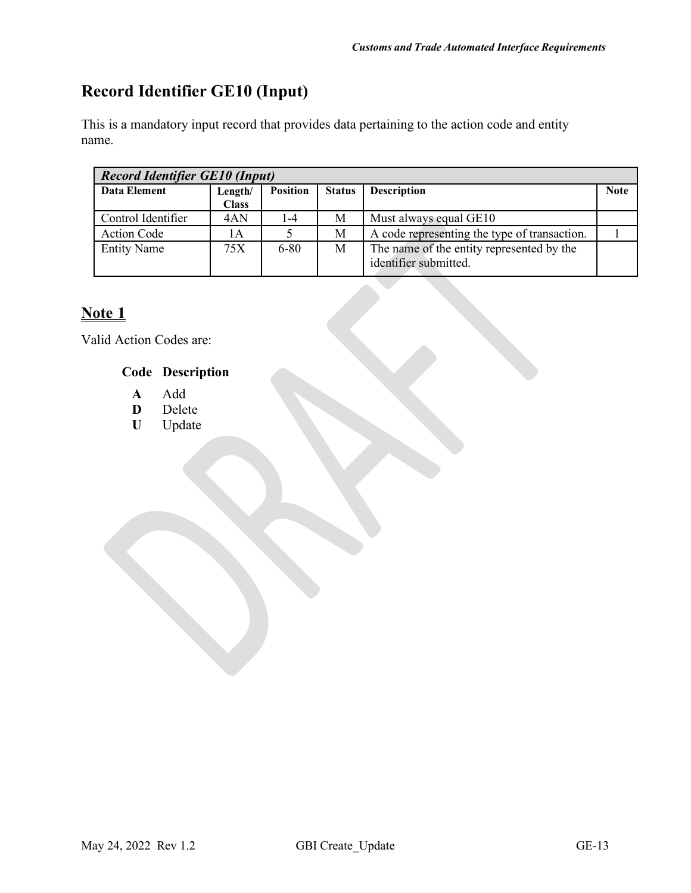## Record Identifier GE10 (Input)

This is a mandatory input record that provides data pertaining to the action code and entity name.

| *Record Identifier GE10 (Input)* | | | | | |
|---|---|---|---|---|---|
| **Data Element** | **Length/ Class** | **Position** | **Status** | **Description** | **Note** |
| Control Identifier | 4AN | 1-4 | M | Must always equal GE10 | |
| Action Code | 1A | 5 | M | A code representing the type of transaction. | 1 |
| Entity Name | 75X | 6-80 | M | The name of the entity represented by the identifier submitted. | |

### Note 1

Valid Action Codes are:

| Code | Description |
|---|---|
| **A** | Add |
| **D** | Delete |
| **U** | Update |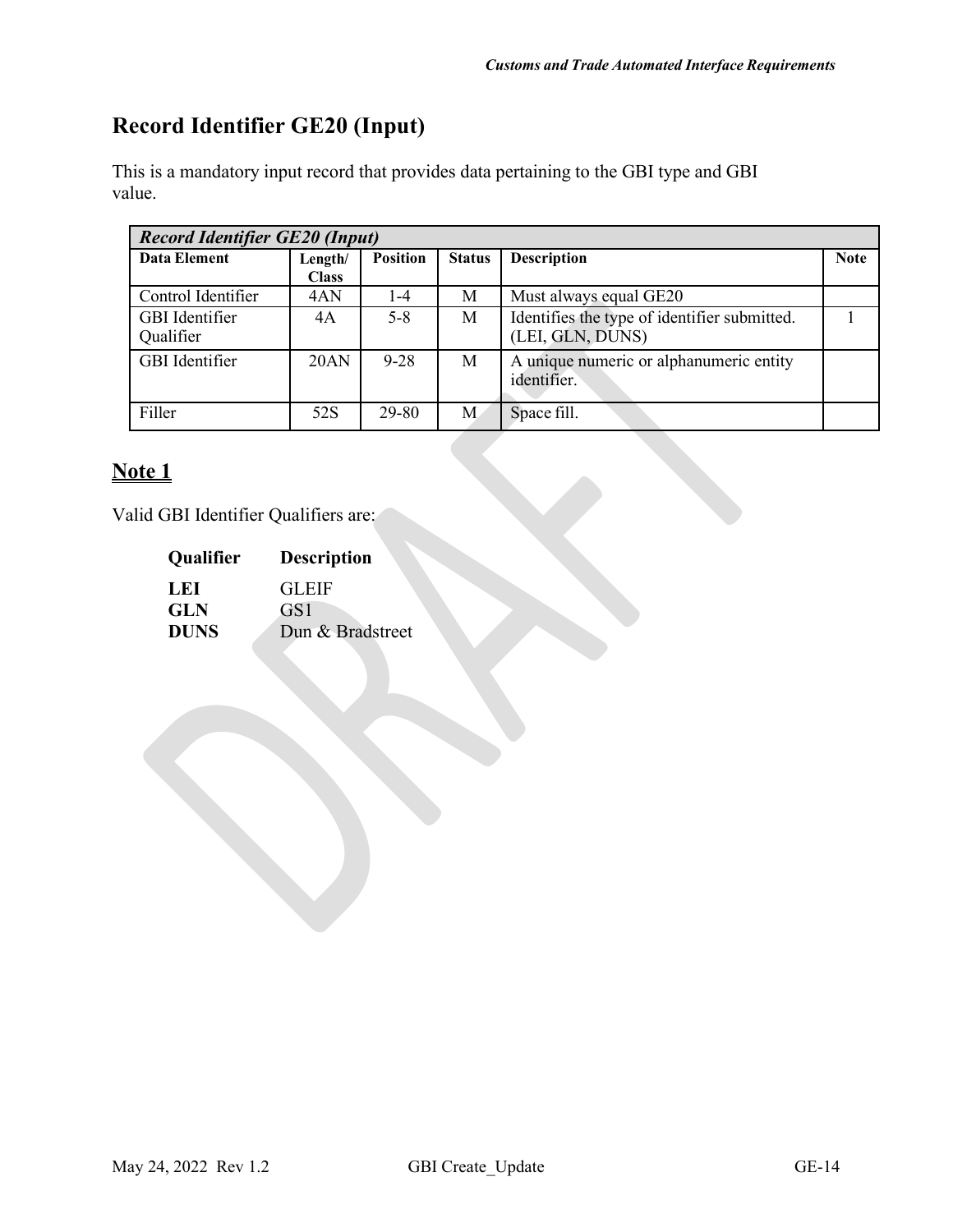# Record Identifier GE20 (Input)

This is a mandatory input record that provides data pertaining to the GBI type and GBI value.

| ***Record Identifier GE20 (Input)*** | | | | | |
|---|---|---|---|---|---|
| **Data Element** | **Length/ Class** | **Position** | **Status** | **Description** | **Note** |
| Control Identifier | 4AN | 1-4 | M | Must always equal GE20 | |
| GBI Identifier Qualifier | 4A | 5-8 | M | Identifies the type of identifier submitted. (LEI, GLN, DUNS) | 1 |
| GBI Identifier | 20AN | 9-28 | M | A unique numeric or alphanumeric entity identifier. | |
| Filler | 52S | 29-80 | M | Space fill. | |

## Note 1

Valid GBI Identifier Qualifiers are:

| **Qualifier** | **Description** |
|---|---|
| **LEI** | GLEIF |
| **GLN** | GS1 |
| **DUNS** | Dun & Bradstreet |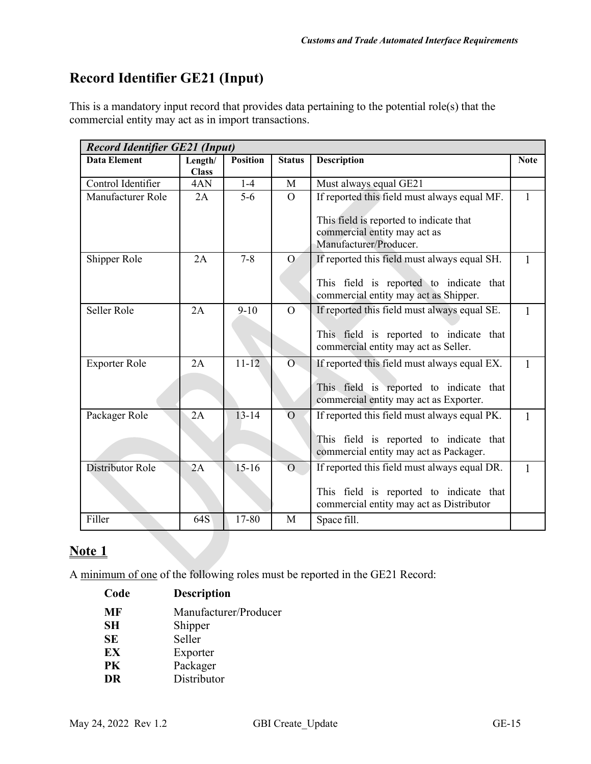# Record Identifier GE21 (Input)

This is a mandatory input record that provides data pertaining to the potential role(s) that the commercial entity may act as in import transactions.

| ***Record Identifier GE21 (Input)*** | | | | | |
|---|---|---|---|---|---|
| **Data Element** | **Length/ Class** | **Position** | **Status** | **Description** | **Note** |
| Control Identifier | 4AN | 1-4 | M | Must always equal GE21 | |
| Manufacturer Role | 2A | 5-6 | O | If reported this field must always equal MF.<br><br>This field is reported to indicate that commercial entity may act as Manufacturer/Producer. | 1 |
| Shipper Role | 2A | 7-8 | O | If reported this field must always equal SH.<br><br>This field is reported to indicate that commercial entity may act as Shipper. | 1 |
| Seller Role | 2A | 9-10 | O | If reported this field must always equal SE.<br><br>This field is reported to indicate that commercial entity may act as Seller. | 1 |
| Exporter Role | 2A | 11-12 | O | If reported this field must always equal EX.<br><br>This field is reported to indicate that commercial entity may act as Exporter. | 1 |
| Packager Role | 2A | 13-14 | O | If reported this field must always equal PK.<br><br>This field is reported to indicate that commercial entity may act as Packager. | 1 |
| Distributor Role | 2A | 15-16 | O | If reported this field must always equal DR.<br><br>This field is reported to indicate that commercial entity may act as Distributor | 1 |
| Filler | 64S | 17-80 | M | Space fill. | |

## Note 1

A minimum of one of the following roles must be reported in the GE21 Record:

| Code | Description |
|---|---|
| **MF** | Manufacturer/Producer |
| **SH** | Shipper |
| **SE** | Seller |
| **EX** | Exporter |
| **PK** | Packager |
| **DR** | Distributor |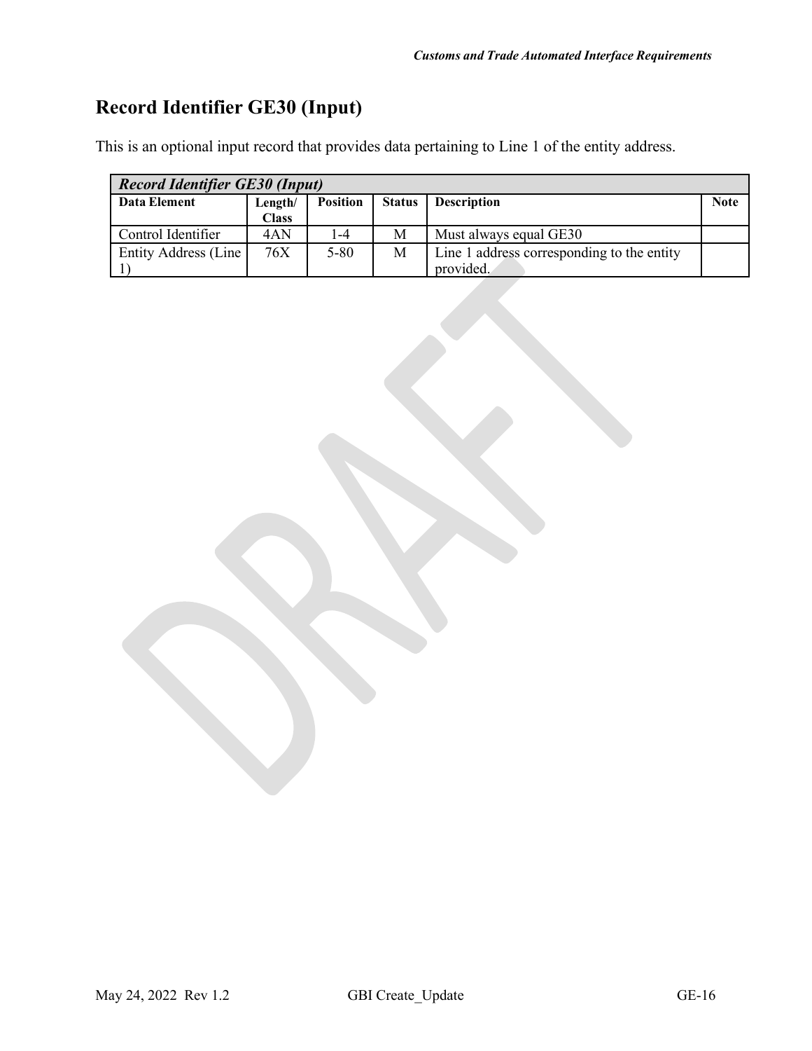# Record Identifier GE30 (Input)

This is an optional input record that provides data pertaining to Line 1 of the entity address.

| ***Record Identifier GE30 (Input)*** | | | | | |
|---|---|---|---|---|---|
| **Data Element** | **Length/ Class** | **Position** | **Status** | **Description** | **Note** |
| Control Identifier | 4AN | 1-4 | M | Must always equal GE30 | |
| Entity Address (Line 1) | 76X | 5-80 | M | Line 1 address corresponding to the entity provided. | |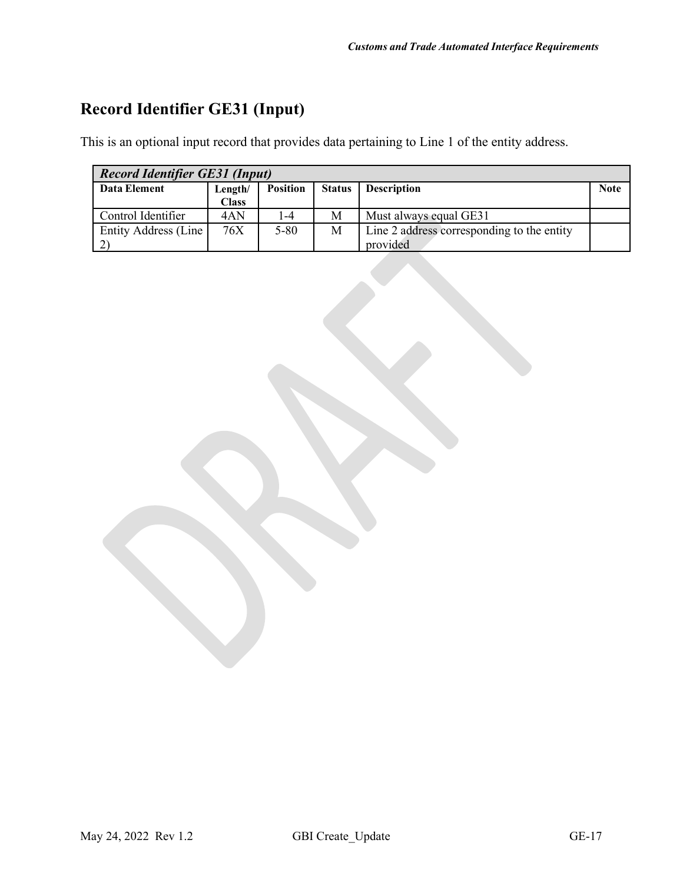## Record Identifier GE31 (Input)

This is an optional input record that provides data pertaining to Line 1 of the entity address.

| *Record Identifier GE31 (Input)* | | | | | |
|---|---|---|---|---|---|
| **Data Element** | **Length/ Class** | **Position** | **Status** | **Description** | **Note** |
| Control Identifier | 4AN | 1-4 | M | Must always equal GE31 | |
| Entity Address (Line 2) | 76X | 5-80 | M | Line 2 address corresponding to the entity provided | |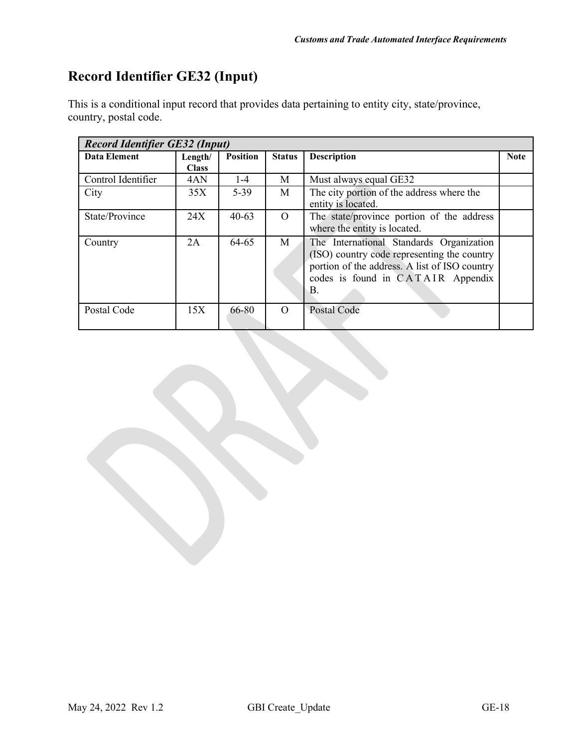# Record Identifier GE32 (Input)

This is a conditional input record that provides data pertaining to entity city, state/province, country, postal code.

| *Record Identifier GE32 (Input)* | | | | | |
|---|---|---|---|---|---|
| **Data Element** | **Length/ Class** | **Position** | **Status** | **Description** | **Note** |
| Control Identifier | 4AN | 1-4 | M | Must always equal GE32 | |
| City | 35X | 5-39 | M | The city portion of the address where the entity is located. | |
| State/Province | 24X | 40-63 | O | The state/province portion of the address where the entity is located. | |
| Country | 2A | 64-65 | M | The International Standards Organization (ISO) country code representing the country portion of the address. A list of ISO country codes is found in CATAIR Appendix B. | |
| Postal Code | 15X | 66-80 | O | Postal Code | |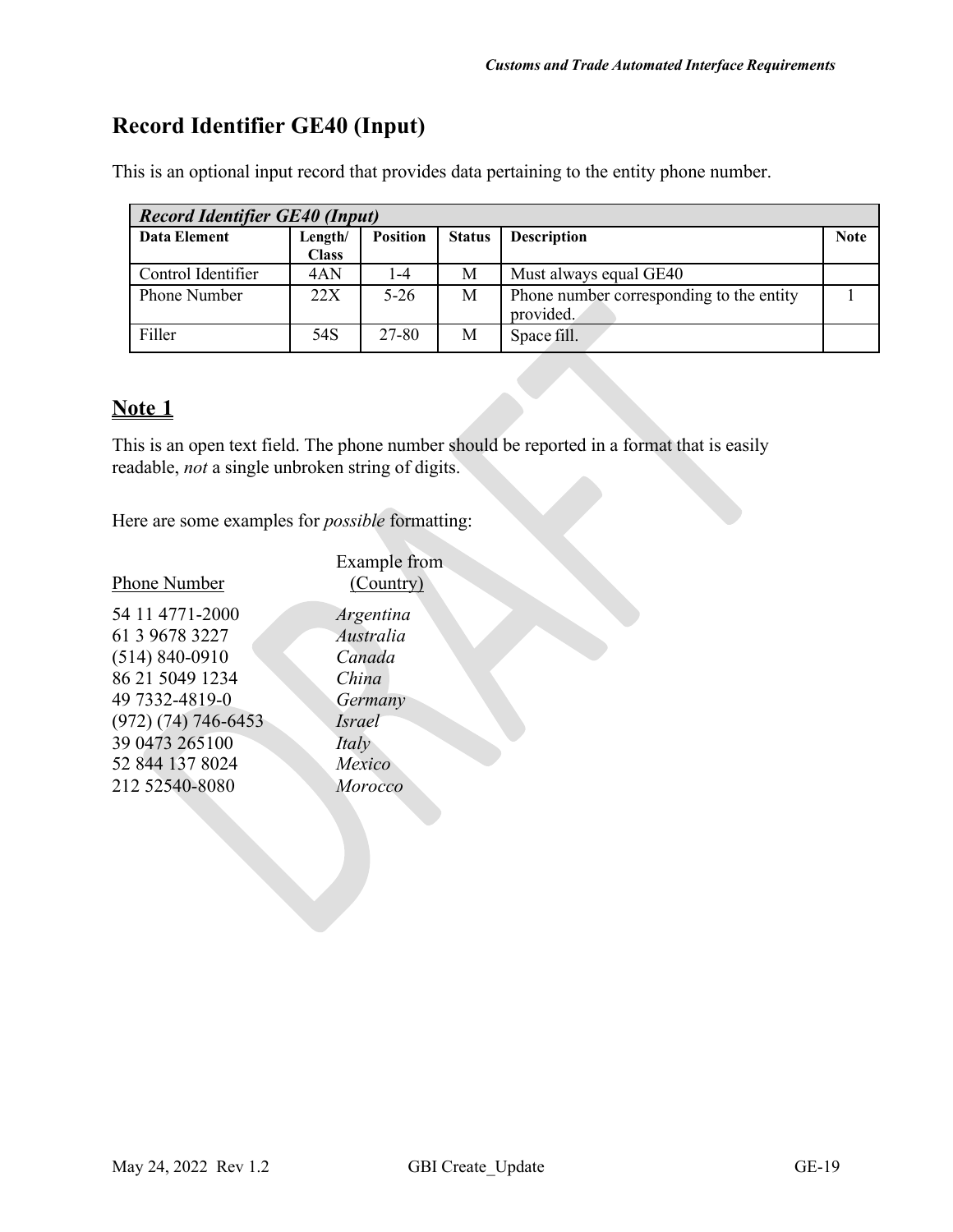# Record Identifier GE40 (Input)

This is an optional input record that provides data pertaining to the entity phone number.

| *Record Identifier GE40 (Input)* | | | | | |
|---|---|---|---|---|---|
| **Data Element** | **Length/ Class** | **Position** | **Status** | **Description** | **Note** |
| Control Identifier | 4AN | 1-4 | M | Must always equal GE40 | |
| Phone Number | 22X | 5-26 | M | Phone number corresponding to the entity provided. | 1 |
| Filler | 54S | 27-80 | M | Space fill. | |

## Note 1

This is an open text field. The phone number should be reported in a format that is easily readable, *not* a single unbroken string of digits.

Here are some examples for *possible* formatting:

| Phone Number | Example from (Country) |
|---|---|
| 54 11 4771-2000 | *Argentina* |
| 61 3 9678 3227 | *Australia* |
| (514) 840-0910 | *Canada* |
| 86 21 5049 1234 | *China* |
| 49 7332-4819-0 | *Germany* |
| (972) (74) 746-6453 | *Israel* |
| 39 0473 265100 | *Italy* |
| 52 844 137 8024 | *Mexico* |
| 212 52540-8080 | *Morocco* |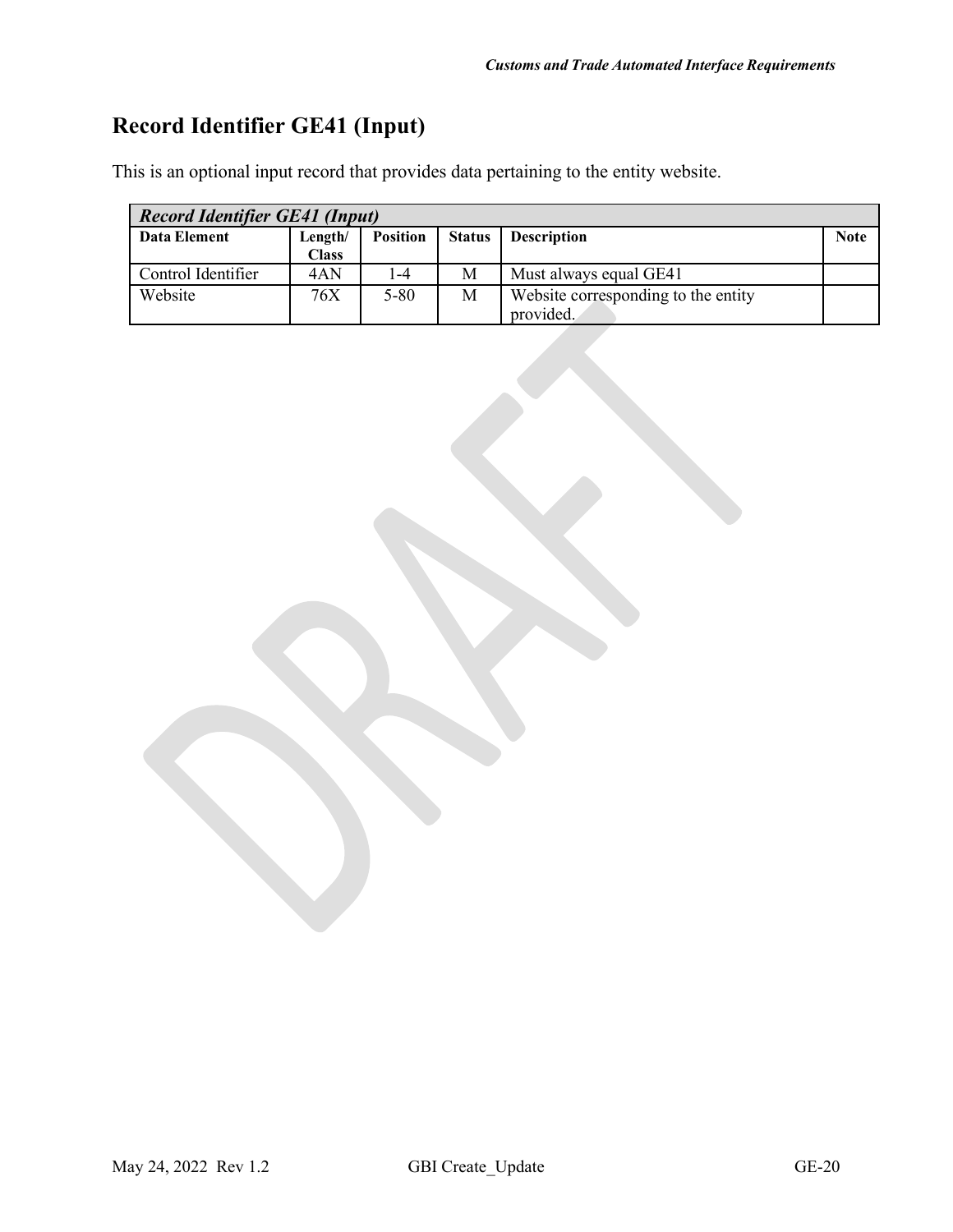# Record Identifier GE41 (Input)

This is an optional input record that provides data pertaining to the entity website.

| ***Record Identifier GE41 (Input)*** | | | | | |
|---|---|---|---|---|---|
| **Data Element** | **Length/ Class** | **Position** | **Status** | **Description** | **Note** |
| Control Identifier | 4AN | 1-4 | M | Must always equal GE41 | |
| Website | 76X | 5-80 | M | Website corresponding to the entity provided. | |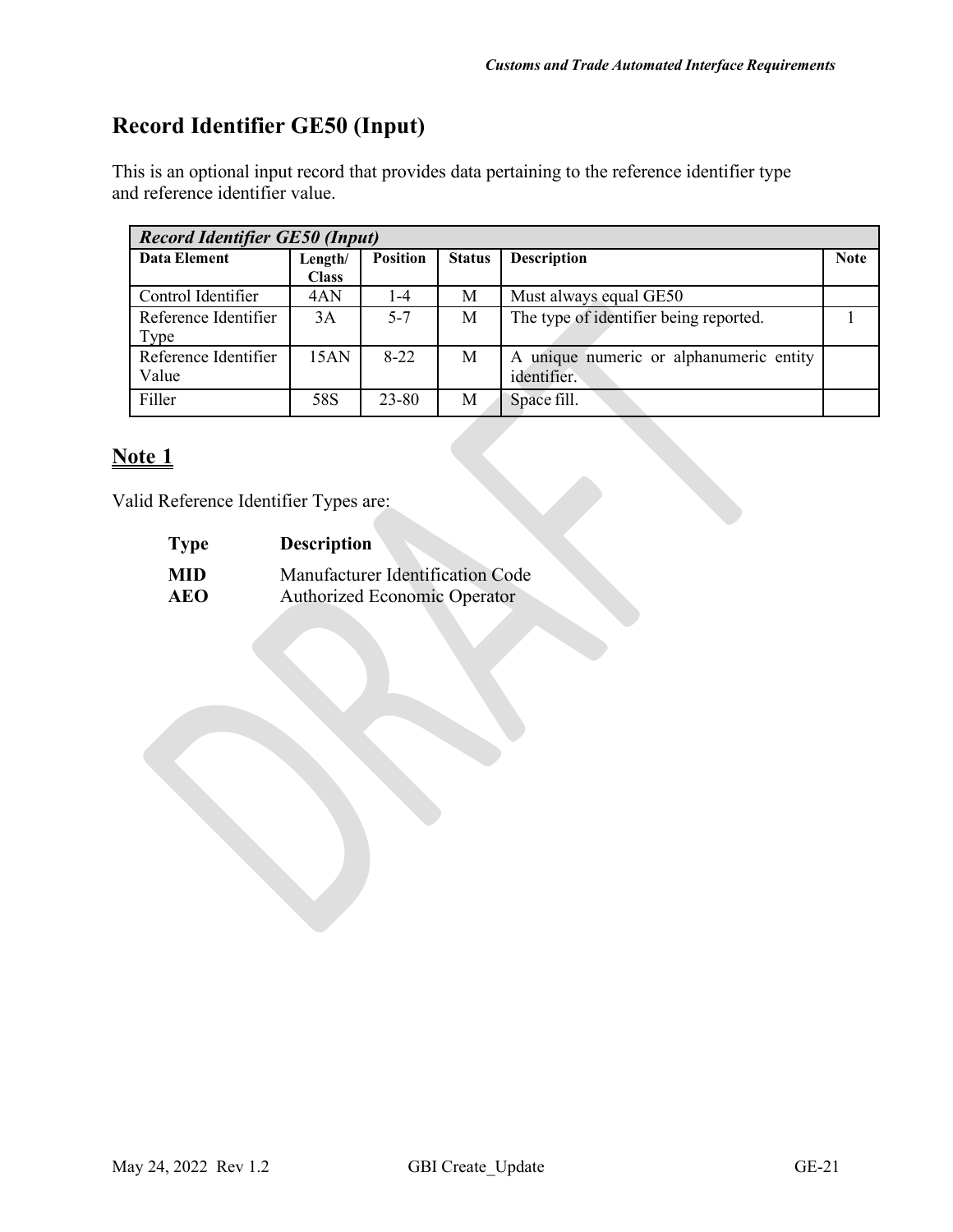# Record Identifier GE50 (Input)

This is an optional input record that provides data pertaining to the reference identifier type and reference identifier value.

| *Record Identifier GE50 (Input)* | | | | | |
|---|---|---|---|---|---|
| **Data Element** | **Length/ Class** | **Position** | **Status** | **Description** | **Note** |
| Control Identifier | 4AN | 1-4 | M | Must always equal GE50 | |
| Reference Identifier Type | 3A | 5-7 | M | The type of identifier being reported. | 1 |
| Reference Identifier Value | 15AN | 8-22 | M | A unique numeric or alphanumeric entity identifier. | |
| Filler | 58S | 23-80 | M | Space fill. | |

## Note 1

Valid Reference Identifier Types are:

| **Type** | **Description** |
|---|---|
| **MID** | Manufacturer Identification Code |
| **AEO** | Authorized Economic Operator |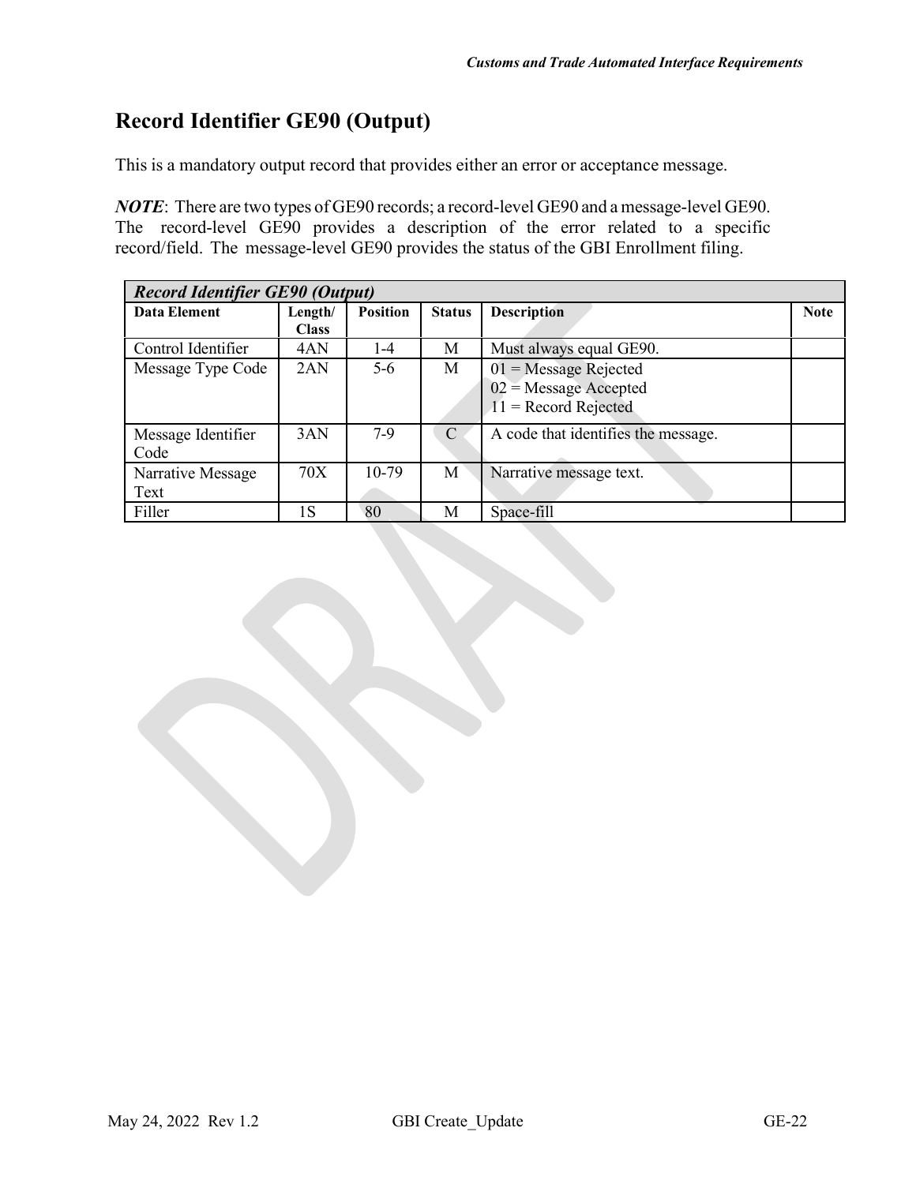## Record Identifier GE90 (Output)

This is a mandatory output record that provides either an error or acceptance message.

***NOTE***: There are two types of GE90 records; a record-level GE90 and a message-level GE90. The record-level GE90 provides a description of the error related to a specific record/field. The message-level GE90 provides the status of the GBI Enrollment filing.

| ***Record Identifier GE90 (Output)*** | | | | | |
|---|---|---|---|---|---|
| **Data Element** | **Length/ Class** | **Position** | **Status** | **Description** | **Note** |
| Control Identifier | 4AN | 1-4 | M | Must always equal GE90. | |
| Message Type Code | 2AN | 5-6 | M | 01 = Message Rejected<br>02 = Message Accepted<br>11 = Record Rejected | |
| Message Identifier Code | 3AN | 7-9 | C | A code that identifies the message. | |
| Narrative Message Text | 70X | 10-79 | M | Narrative message text. | |
| Filler | 1S | 80 | M | Space-fill | |